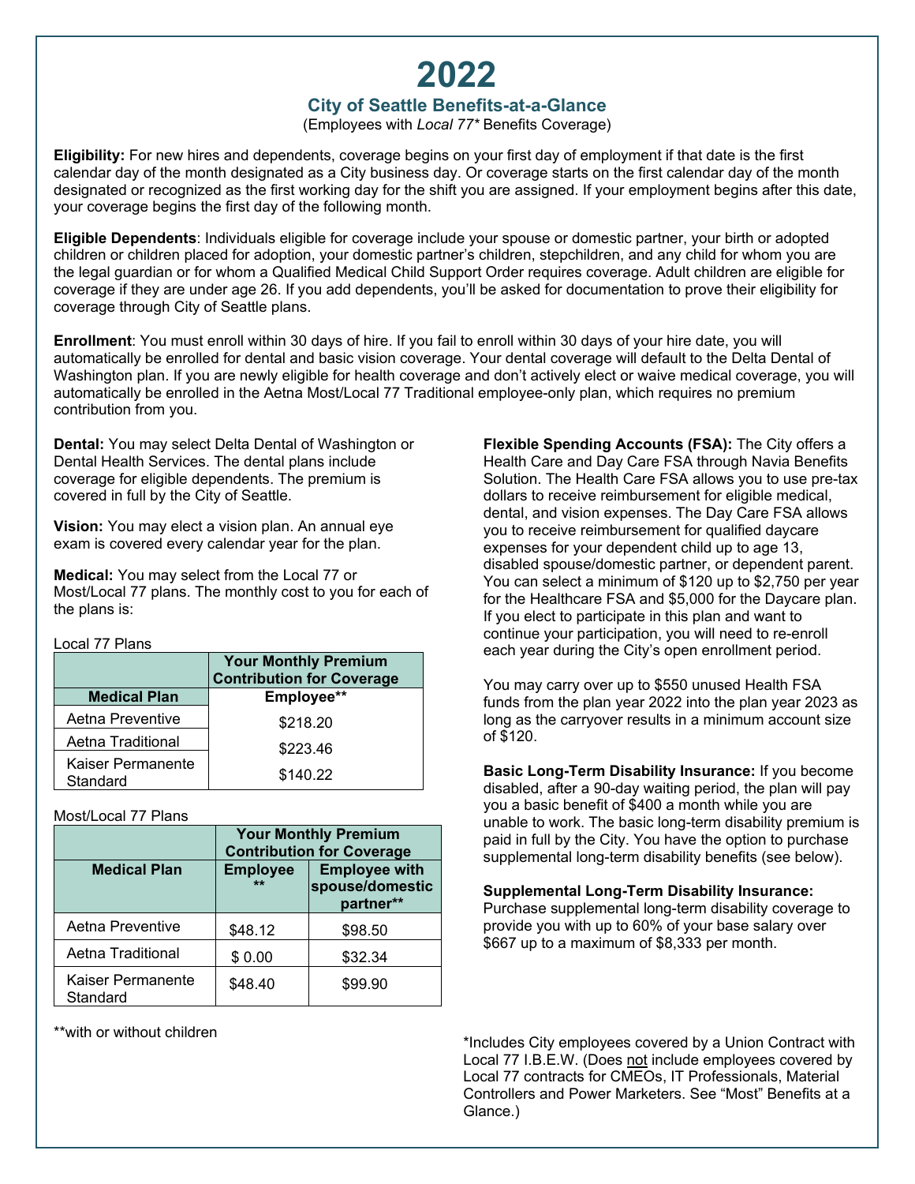# 2022

## City of Seattle Benefits-at-a-Glance

(Employees with *Local 77** Benefits Coverage)

**Eligibility:** For new hires and dependents, coverage begins on your first day of employment if that date is the first calendar day of the month designated as a City business day. Or coverage starts on the first calendar day of the month designated or recognized as the first working day for the shift you are assigned. If your employment begins after this date, your coverage begins the first day of the following month.

**Eligible Dependents**: Individuals eligible for coverage include your spouse or domestic partner, your birth or adopted children or children placed for adoption, your domestic partner's children, stepchildren, and any child for whom you are the legal guardian or for whom a Qualified Medical Child Support Order requires coverage. Adult children are eligible for coverage if they are under age 26. If you add dependents, you'll be asked for documentation to prove their eligibility for coverage through City of Seattle plans.

**Enrollment**: You must enroll within 30 days of hire. If you fail to enroll within 30 days of your hire date, you will automatically be enrolled for dental and basic vision coverage. Your dental coverage will default to the Delta Dental of Washington plan. If you are newly eligible for health coverage and don't actively elect or waive medical coverage, you will automatically be enrolled in the Aetna Most/Local 77 Traditional employee-only plan, which requires no premium contribution from you.

**Dental:** You may select Delta Dental of Washington or Dental Health Services. The dental plans include coverage for eligible dependents. The premium is covered in full by the City of Seattle.

**Vision:** You may elect a vision plan. An annual eye exam is covered every calendar year for the plan.

**Medical:** You may select from the Local 77 or Most/Local 77 plans. The monthly cost to you for each of the plans is:

Local 77 Plans

| | Your Monthly Premium Contribution for Coverage |
|---|---|
| **Medical Plan** | **Employee\*\*** |
| Aetna Preventive | $218.20 |
| Aetna Traditional | $223.46 |
| Kaiser Permanente Standard | $140.22 |

Most/Local 77 Plans

| | Your Monthly Premium Contribution for Coverage | |
|---|---|---|
| **Medical Plan** | **Employee \*\*** | **Employee with spouse/domestic partner\*\*** |
| Aetna Preventive | $48.12 | $98.50 |
| Aetna Traditional | $ 0.00 | $32.34 |
| Kaiser Permanente Standard | $48.40 | $99.90 |

\*\*with or without children

**Flexible Spending Accounts (FSA):** The City offers a Health Care and Day Care FSA through Navia Benefits Solution. The Health Care FSA allows you to use pre-tax dollars to receive reimbursement for eligible medical, dental, and vision expenses. The Day Care FSA allows you to receive reimbursement for qualified daycare expenses for your dependent child up to age 13, disabled spouse/domestic partner, or dependent parent. You can select a minimum of $120 up to $2,750 per year for the Healthcare FSA and $5,000 for the Daycare plan. If you elect to participate in this plan and want to continue your participation, you will need to re-enroll each year during the City's open enrollment period.

You may carry over up to $550 unused Health FSA funds from the plan year 2022 into the plan year 2023 as long as the carryover results in a minimum account size of $120.

**Basic Long-Term Disability Insurance:** If you become disabled, after a 90-day waiting period, the plan will pay you a basic benefit of $400 a month while you are unable to work. The basic long-term disability premium is paid in full by the City. You have the option to purchase supplemental long-term disability benefits (see below).

**Supplemental Long-Term Disability Insurance:** Purchase supplemental long-term disability coverage to provide you with up to 60% of your base salary over $667 up to a maximum of $8,333 per month.

*Includes City employees covered by a Union Contract with Local 77 I.B.E.W. (Does not include employees covered by Local 77 contracts for CMEOs, IT Professionals, Material Controllers and Power Marketers. See "Most" Benefits at a Glance.)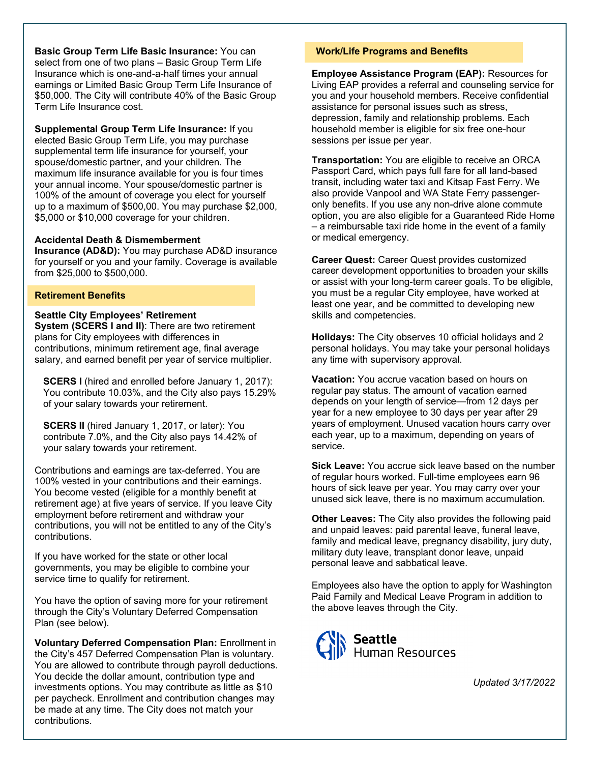**Basic Group Term Life Basic Insurance:** You can select from one of two plans – Basic Group Term Life Insurance which is one-and-a-half times your annual earnings or Limited Basic Group Term Life Insurance of $50,000. The City will contribute 40% of the Basic Group Term Life Insurance cost.

**Supplemental Group Term Life Insurance:** If you elected Basic Group Term Life, you may purchase supplemental term life insurance for yourself, your spouse/domestic partner, and your children. The maximum life insurance available for you is four times your annual income. Your spouse/domestic partner is 100% of the amount of coverage you elect for yourself up to a maximum of $500,00. You may purchase $2,000, $5,000 or $10,000 coverage for your children.

**Accidental Death & Dismemberment Insurance (AD&D):** You may purchase AD&D insurance for yourself or you and your family. Coverage is available from $25,000 to $500,000.

## Retirement Benefits

**Seattle City Employees' Retirement System (SCERS I and II)**: There are two retirement plans for City employees with differences in contributions, minimum retirement age, final average salary, and earned benefit per year of service multiplier.

**SCERS I** (hired and enrolled before January 1, 2017): You contribute 10.03%, and the City also pays 15.29% of your salary towards your retirement.

**SCERS II** (hired January 1, 2017, or later): You contribute 7.0%, and the City also pays 14.42% of your salary towards your retirement.

Contributions and earnings are tax-deferred. You are 100% vested in your contributions and their earnings. You become vested (eligible for a monthly benefit at retirement age) at five years of service. If you leave City employment before retirement and withdraw your contributions, you will not be entitled to any of the City's contributions.

If you have worked for the state or other local governments, you may be eligible to combine your service time to qualify for retirement.

You have the option of saving more for your retirement through the City's Voluntary Deferred Compensation Plan (see below).

**Voluntary Deferred Compensation Plan:** Enrollment in the City's 457 Deferred Compensation Plan is voluntary. You are allowed to contribute through payroll deductions. You decide the dollar amount, contribution type and investments options. You may contribute as little as $10 per paycheck. Enrollment and contribution changes may be made at any time. The City does not match your contributions.

## Work/Life Programs and Benefits

**Employee Assistance Program (EAP):** Resources for Living EAP provides a referral and counseling service for you and your household members. Receive confidential assistance for personal issues such as stress, depression, family and relationship problems. Each household member is eligible for six free one-hour sessions per issue per year.

**Transportation:** You are eligible to receive an ORCA Passport Card, which pays full fare for all land-based transit, including water taxi and Kitsap Fast Ferry. We also provide Vanpool and WA State Ferry passenger-only benefits. If you use any non-drive alone commute option, you are also eligible for a Guaranteed Ride Home – a reimbursable taxi ride home in the event of a family or medical emergency.

**Career Quest:** Career Quest provides customized career development opportunities to broaden your skills or assist with your long-term career goals. To be eligible, you must be a regular City employee, have worked at least one year, and be committed to developing new skills and competencies.

**Holidays:** The City observes 10 official holidays and 2 personal holidays. You may take your personal holidays any time with supervisory approval.

**Vacation:** You accrue vacation based on hours on regular pay status. The amount of vacation earned depends on your length of service—from 12 days per year for a new employee to 30 days per year after 29 years of employment. Unused vacation hours carry over each year, up to a maximum, depending on years of service.

**Sick Leave:** You accrue sick leave based on the number of regular hours worked. Full-time employees earn 96 hours of sick leave per year. You may carry over your unused sick leave, there is no maximum accumulation.

**Other Leaves:** The City also provides the following paid and unpaid leaves: paid parental leave, funeral leave, family and medical leave, pregnancy disability, jury duty, military duty leave, transplant donor leave, unpaid personal leave and sabbatical leave.

Employees also have the option to apply for Washington Paid Family and Medical Leave Program in addition to the above leaves through the City.

Seattle Human Resources

*Updated 3/17/2022*